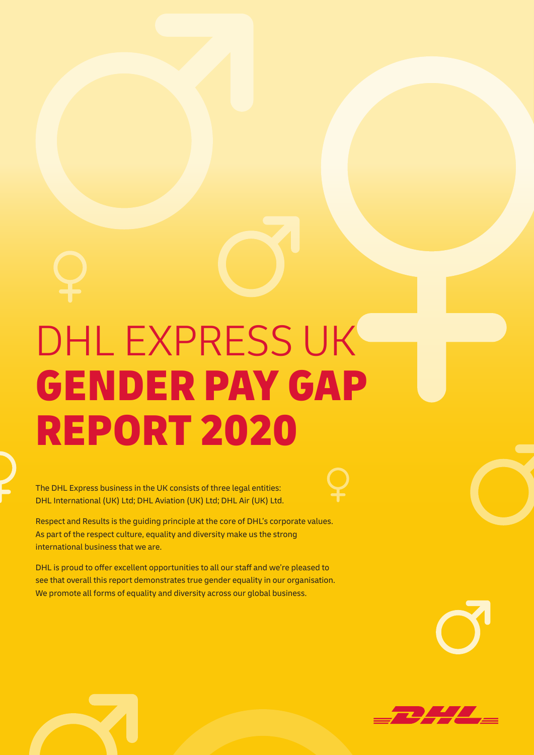# DHL EXPRESS UK GENDER PAY GAP REPORT 2020

The DHL Express business in the UK consists of three legal entities: DHL International (UK) Ltd; DHL Aviation (UK) Ltd; DHL Air (UK) Ltd.

Respect and Results is the guiding principle at the core of DHL's corporate values. As part of the respect culture, equality and diversity make us the strong international business that we are.

DHL is proud to offer excellent opportunities to all our staff and we're pleased to see that overall this report demonstrates true gender equality in our organisation. We promote all forms of equality and diversity across our global business.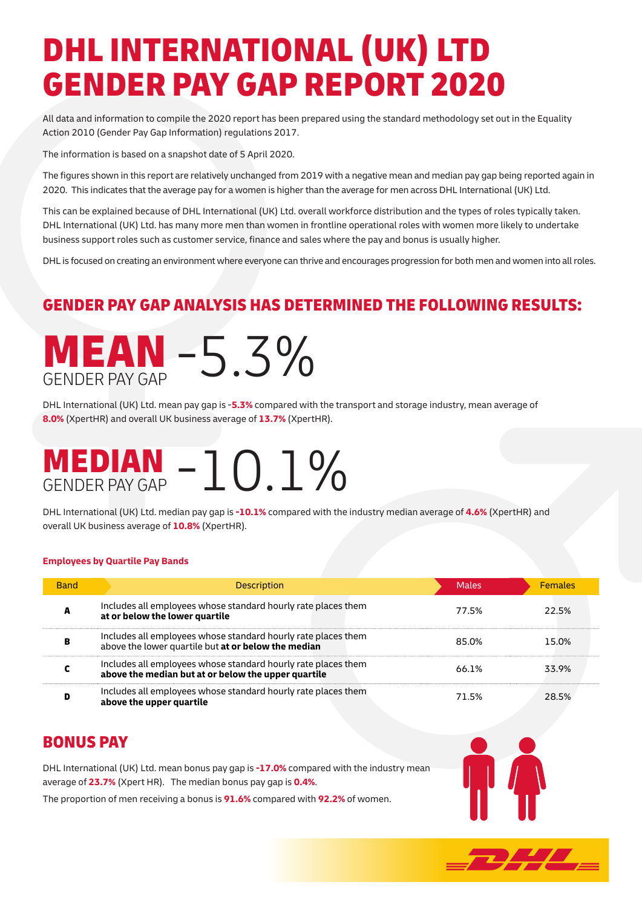# DHL INTERNATIONAL (UK) LTD GENDER PAY GAP REPORT 2020

All data and information to compile the 2020 report has been prepared using the standard methodology set out in the Equality Action 2010 (Gender Pay Gap Information) regulations 2017.

The information is based on a snapshot date of 5 April 2020.

The figures shown in this report are relatively unchanged from 2019 with a negative mean and median pay gap being reported again in 2020. This indicates that the average pay for a women is higher than the average for men across DHL International (UK) Ltd.

This can be explained because of DHL International (UK) Ltd. overall workforce distribution and the types of roles typically taken. DHL International (UK) Ltd. has many more men than women in frontline operational roles with women more likely to undertake business support roles such as customer service, finance and sales where the pay and bonus is usually higher.

DHL is focused on creating an environment where everyone can thrive and encourages progression for both men and women into all roles.

## GENDER PAY GAP ANALYSIS HAS DETERMINED THE FOLLOWING RESULTS:

**MEAN** GENDER PAY GAP -5.3%

DHL International (UK) Ltd. mean pay gap is **-5.3%** compared with the transport and storage industry, mean average of **8.0%** (XpertHR) and overall UK business average of **13.7%** (XpertHR).

**MEDIAN** GENDER PAY GAP -10.1%

DHL International (UK) Ltd. median pay gap is **-10.1%** compared with the industry median average of **4.6%** (XpertHR) and overall UK business average of **10.8%** (XpertHR).

**Employees by Quartile Pay Bands**

| Band | Description | Males | Females |
|---|---|---|---|
| **A** | Includes all employees whose standard hourly rate places them **at or below the lower quartile** | 77.5% | 22.5% |
| **B** | Includes all employees whose standard hourly rate places them above the lower quartile but **at or below the median** | 85.0% | 15.0% |
| **C** | Includes all employees whose standard hourly rate places them **above the median but at or below the upper quartile** | 66.1% | 33.9% |
| **D** | Includes all employees whose standard hourly rate places them **above the upper quartile** | 71.5% | 28.5% |

## BONUS PAY

DHL International (UK) Ltd. mean bonus pay gap is **-17.0%** compared with the industry mean average of **23.7%** (Xpert HR). The median bonus pay gap is **0.4%**.

The proportion of men receiving a bonus is **91.6%** compared with **92.2%** of women.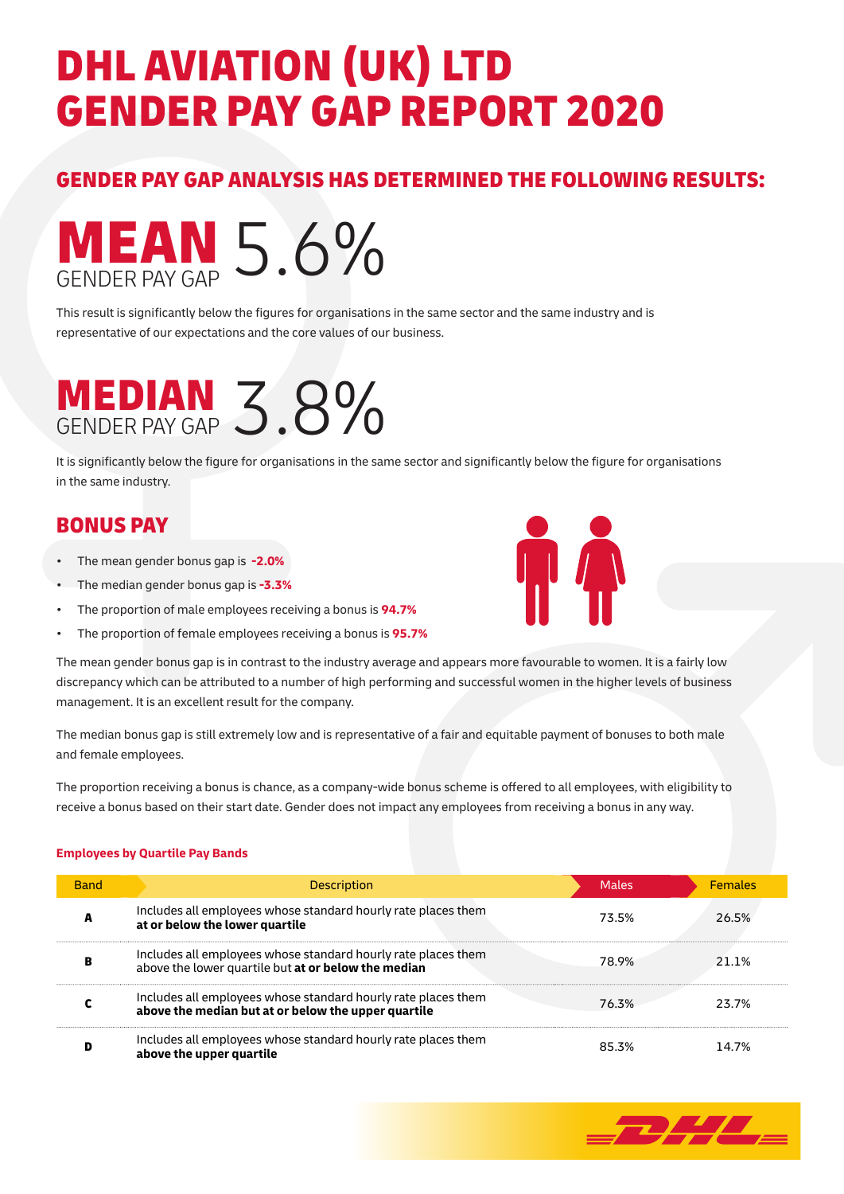# DHL AVIATION (UK) LTD
# GENDER PAY GAP REPORT 2020

## GENDER PAY GAP ANALYSIS HAS DETERMINED THE FOLLOWING RESULTS:

**MEAN** GENDER PAY GAP 5.6%

This result is significantly below the figures for organisations in the same sector and the same industry and is representative of our expectations and the core values of our business.

**MEDIAN** GENDER PAY GAP 3.8%

It is significantly below the figure for organisations in the same sector and significantly below the figure for organisations in the same industry.

## BONUS PAY

- The mean gender bonus gap is **-2.0%**
- The median gender bonus gap is **-3.3%**
- The proportion of male employees receiving a bonus is **94.7%**
- The proportion of female employees receiving a bonus is **95.7%**

The mean gender bonus gap is in contrast to the industry average and appears more favourable to women. It is a fairly low discrepancy which can be attributed to a number of high performing and successful women in the higher levels of business management. It is an excellent result for the company.

The median bonus gap is still extremely low and is representative of a fair and equitable payment of bonuses to both male and female employees.

The proportion receiving a bonus is chance, as a company-wide bonus scheme is offered to all employees, with eligibility to receive a bonus based on their start date. Gender does not impact any employees from receiving a bonus in any way.

**Employees by Quartile Pay Bands**

| Band | Description | Males | Females |
|---|---|---|---|
| A | Includes all employees whose standard hourly rate places them **at or below the lower quartile** | 73.5% | 26.5% |
| B | Includes all employees whose standard hourly rate places them above the lower quartile but **at or below the median** | 78.9% | 21.1% |
| C | Includes all employees whose standard hourly rate places them **above the median but at or below the upper quartile** | 76.3% | 23.7% |
| D | Includes all employees whose standard hourly rate places them **above the upper quartile** | 85.3% | 14.7% |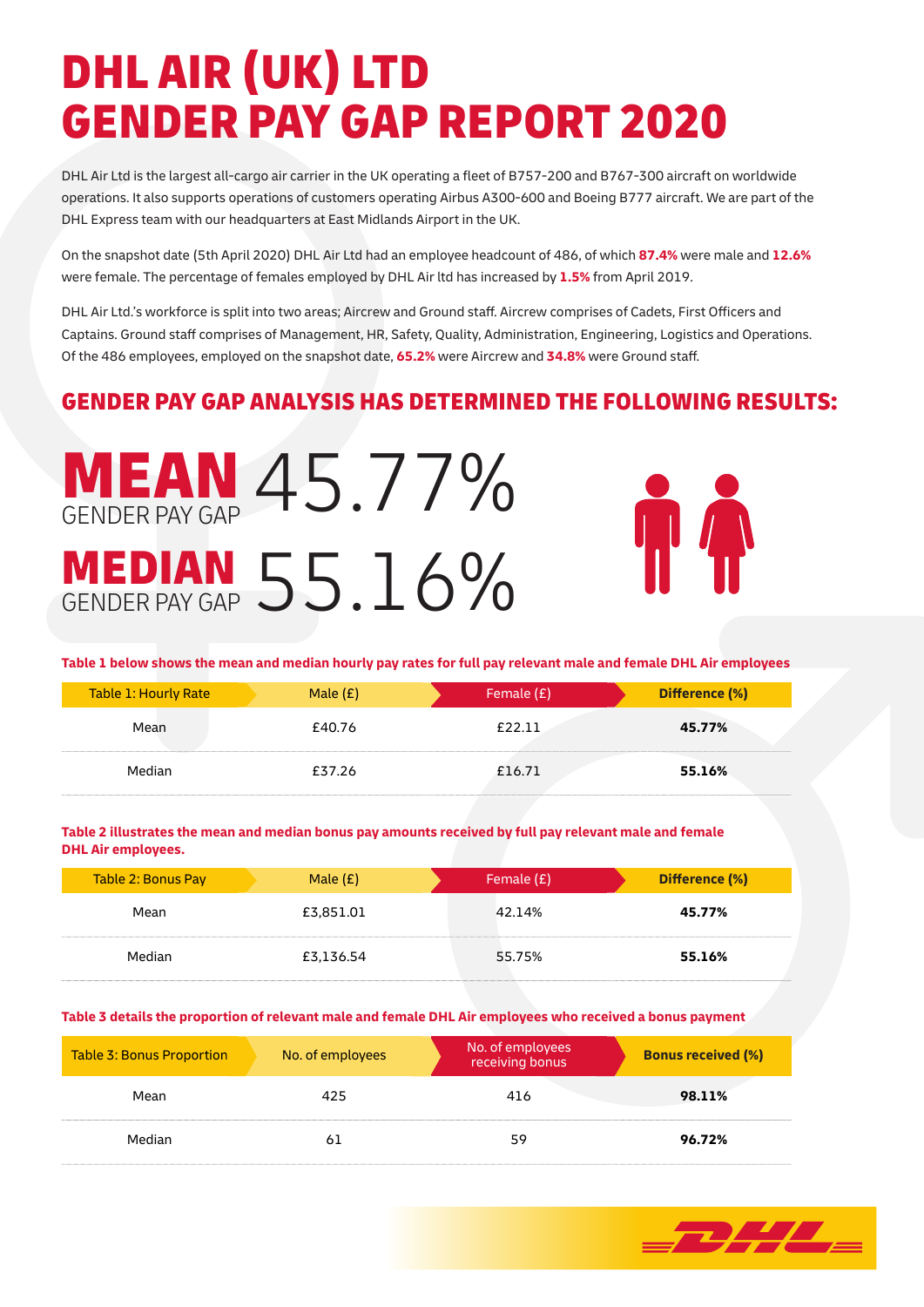# DHL AIR (UK) LTD
# GENDER PAY GAP REPORT 2020

DHL Air Ltd is the largest all-cargo air carrier in the UK operating a fleet of B757-200 and B767-300 aircraft on worldwide operations. It also supports operations of customers operating Airbus A300-600 and Boeing B777 aircraft. We are part of the DHL Express team with our headquarters at East Midlands Airport in the UK.

On the snapshot date (5th April 2020) DHL Air Ltd had an employee headcount of 486, of which **87.4%** were male and **12.6%** were female. The percentage of females employed by DHL Air ltd has increased by **1.5%** from April 2019.

DHL Air Ltd.'s workforce is split into two areas; Aircrew and Ground staff. Aircrew comprises of Cadets, First Officers and Captains. Ground staff comprises of Management, HR, Safety, Quality, Administration, Engineering, Logistics and Operations. Of the 486 employees, employed on the snapshot date, **65.2%** were Aircrew and **34.8%** were Ground staff.

## GENDER PAY GAP ANALYSIS HAS DETERMINED THE FOLLOWING RESULTS:

**MEAN** GENDER PAY GAP 45.77%

**MEDIAN** GENDER PAY GAP 55.16%

**Table 1 below shows the mean and median hourly pay rates for full pay relevant male and female DHL Air employees**

| Table 1: Hourly Rate | Male (£) | Female (£) | Difference (%) |
|---|---|---|---|
| Mean | £40.76 | £22.11 | **45.77%** |
| Median | £37.26 | £16.71 | **55.16%** |

**Table 2 illustrates the mean and median bonus pay amounts received by full pay relevant male and female DHL Air employees.**

| Table 2: Bonus Pay | Male (£) | Female (£) | Difference (%) |
|---|---|---|---|
| Mean | £3,851.01 | 42.14% | **45.77%** |
| Median | £3,136.54 | 55.75% | **55.16%** |

**Table 3 details the proportion of relevant male and female DHL Air employees who received a bonus payment**

| Table 3: Bonus Proportion | No. of employees | No. of employees receiving bonus | Bonus received (%) |
|---|---|---|---|
| Mean | 425 | 416 | **98.11%** |
| Median | 61 | 59 | **96.72%** |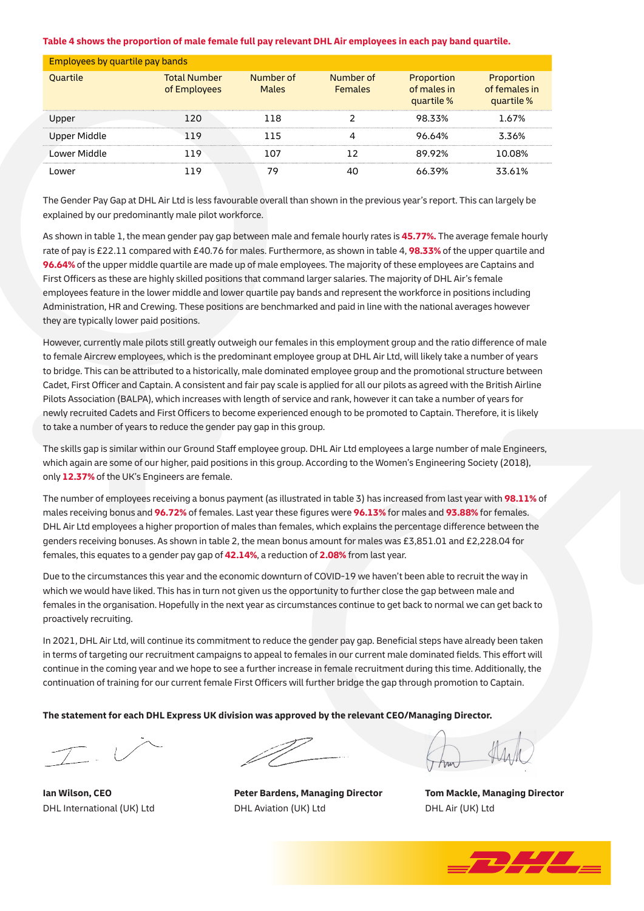**Table 4 shows the proportion of male female full pay relevant DHL Air employees in each pay band quartile.**

| Employees by quartile pay bands | | | | | |
|---|---|---|---|---|---|
| Quartile | Total Number of Employees | Number of Males | Number of Females | Proportion of males in quartile % | Proportion of females in quartile % |
| Upper | 120 | 118 | 2 | 98.33% | 1.67% |
| Upper Middle | 119 | 115 | 4 | 96.64% | 3.36% |
| Lower Middle | 119 | 107 | 12 | 89.92% | 10.08% |
| Lower | 119 | 79 | 40 | 66.39% | 33.61% |

The Gender Pay Gap at DHL Air Ltd is less favourable overall than shown in the previous year's report. This can largely be explained by our predominantly male pilot workforce.

As shown in table 1, the mean gender pay gap between male and female hourly rates is **45.77%.** The average female hourly rate of pay is £22.11 compared with £40.76 for males. Furthermore, as shown in table 4, **98.33%** of the upper quartile and **96.64%** of the upper middle quartile are made up of male employees. The majority of these employees are Captains and First Officers as these are highly skilled positions that command larger salaries. The majority of DHL Air's female employees feature in the lower middle and lower quartile pay bands and represent the workforce in positions including Administration, HR and Crewing. These positions are benchmarked and paid in line with the national averages however they are typically lower paid positions.

However, currently male pilots still greatly outweigh our females in this employment group and the ratio difference of male to female Aircrew employees, which is the predominant employee group at DHL Air Ltd, will likely take a number of years to bridge. This can be attributed to a historically, male dominated employee group and the promotional structure between Cadet, First Officer and Captain. A consistent and fair pay scale is applied for all our pilots as agreed with the British Airline Pilots Association (BALPA), which increases with length of service and rank, however it can take a number of years for newly recruited Cadets and First Officers to become experienced enough to be promoted to Captain. Therefore, it is likely to take a number of years to reduce the gender pay gap in this group.

The skills gap is similar within our Ground Staff employee group. DHL Air Ltd employees a large number of male Engineers, which again are some of our higher, paid positions in this group. According to the Women's Engineering Society (2018), only **12.37%** of the UK's Engineers are female.

The number of employees receiving a bonus payment (as illustrated in table 3) has increased from last year with **98.11%** of males receiving bonus and **96.72%** of females. Last year these figures were **96.13%** for males and **93.88%** for females. DHL Air Ltd employees a higher proportion of males than females, which explains the percentage difference between the genders receiving bonuses. As shown in table 2, the mean bonus amount for males was £3,851.01 and £2,228.04 for females, this equates to a gender pay gap of **42.14%**, a reduction of **2.08%** from last year.

Due to the circumstances this year and the economic downturn of COVID-19 we haven't been able to recruit the way in which we would have liked. This has in turn not given us the opportunity to further close the gap between male and females in the organisation. Hopefully in the next year as circumstances continue to get back to normal we can get back to proactively recruiting.

In 2021, DHL Air Ltd, will continue its commitment to reduce the gender pay gap. Beneficial steps have already been taken in terms of targeting our recruitment campaigns to appeal to females in our current male dominated fields. This effort will continue in the coming year and we hope to see a further increase in female recruitment during this time. Additionally, the continuation of training for our current female First Officers will further bridge the gap through promotion to Captain.

**The statement for each DHL Express UK division was approved by the relevant CEO/Managing Director.**

**Ian Wilson, CEO**
DHL International (UK) Ltd

**Peter Bardens, Managing Director**
DHL Aviation (UK) Ltd

**Tom Mackle, Managing Director**
DHL Air (UK) Ltd